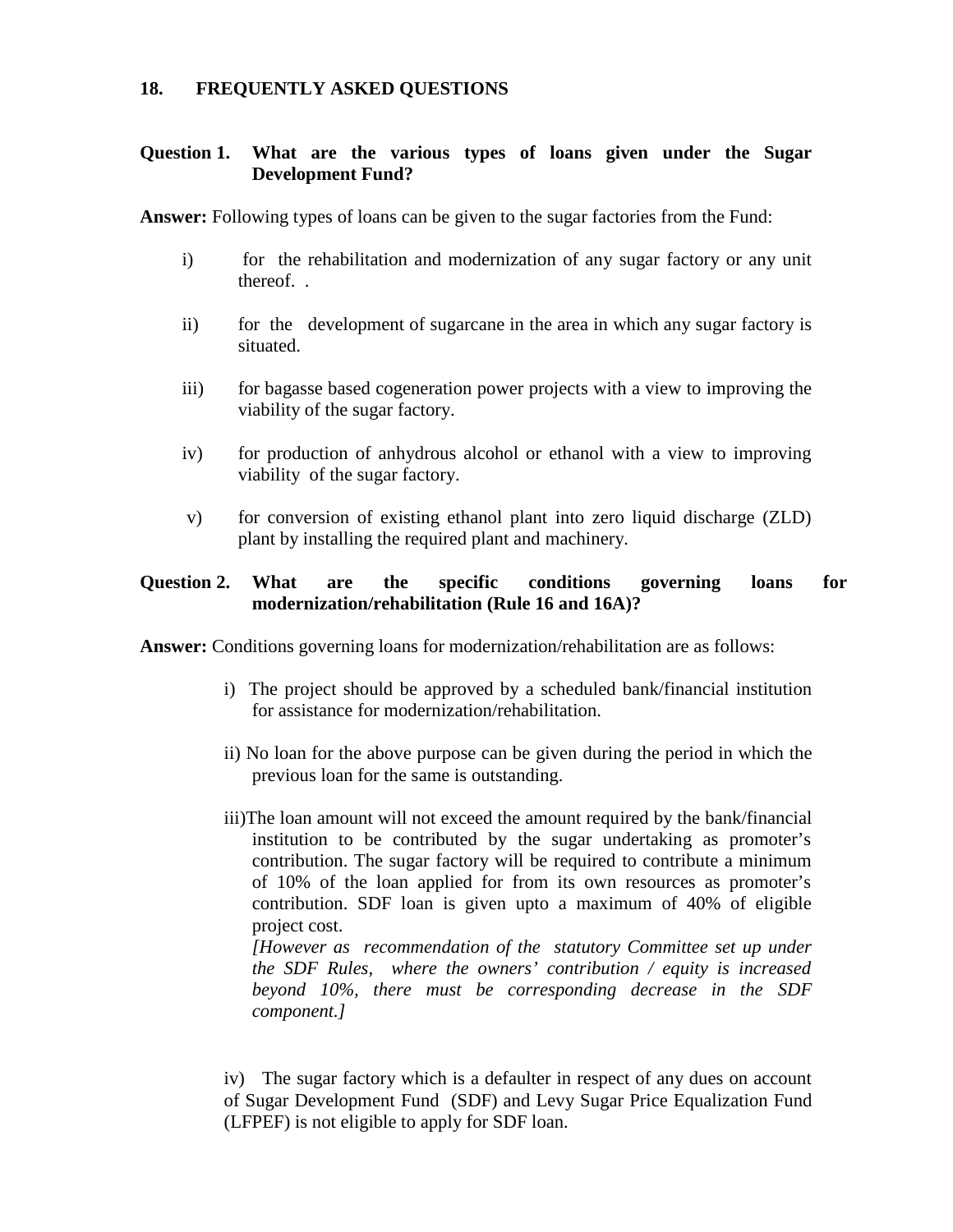## 18. FREQUENTLY ASKED QUESTIONS

**Question 1. What are the various types of loans given under the Sugar Development Fund?**

**Answer:** Following types of loans can be given to the sugar factories from the Fund:

i) for the rehabilitation and modernization of any sugar factory or any unit thereof. .

ii) for the development of sugarcane in the area in which any sugar factory is situated.

iii) for bagasse based cogeneration power projects with a view to improving the viability of the sugar factory.

iv) for production of anhydrous alcohol or ethanol with a view to improving viability of the sugar factory.

v) for conversion of existing ethanol plant into zero liquid discharge (ZLD) plant by installing the required plant and machinery.

**Question 2. What are the specific conditions governing loans for modernization/rehabilitation (Rule 16 and 16A)?**

**Answer:** Conditions governing loans for modernization/rehabilitation are as follows:

i) The project should be approved by a scheduled bank/financial institution for assistance for modernization/rehabilitation.

ii) No loan for the above purpose can be given during the period in which the previous loan for the same is outstanding.

iii)The loan amount will not exceed the amount required by the bank/financial institution to be contributed by the sugar undertaking as promoter's contribution. The sugar factory will be required to contribute a minimum of 10% of the loan applied for from its own resources as promoter's contribution. SDF loan is given upto a maximum of 40% of eligible project cost.
*[However as recommendation of the statutory Committee set up under the SDF Rules, where the owners' contribution / equity is increased beyond 10%, there must be corresponding decrease in the SDF component.]*

iv) The sugar factory which is a defaulter in respect of any dues on account of Sugar Development Fund (SDF) and Levy Sugar Price Equalization Fund (LFPEF) is not eligible to apply for SDF loan.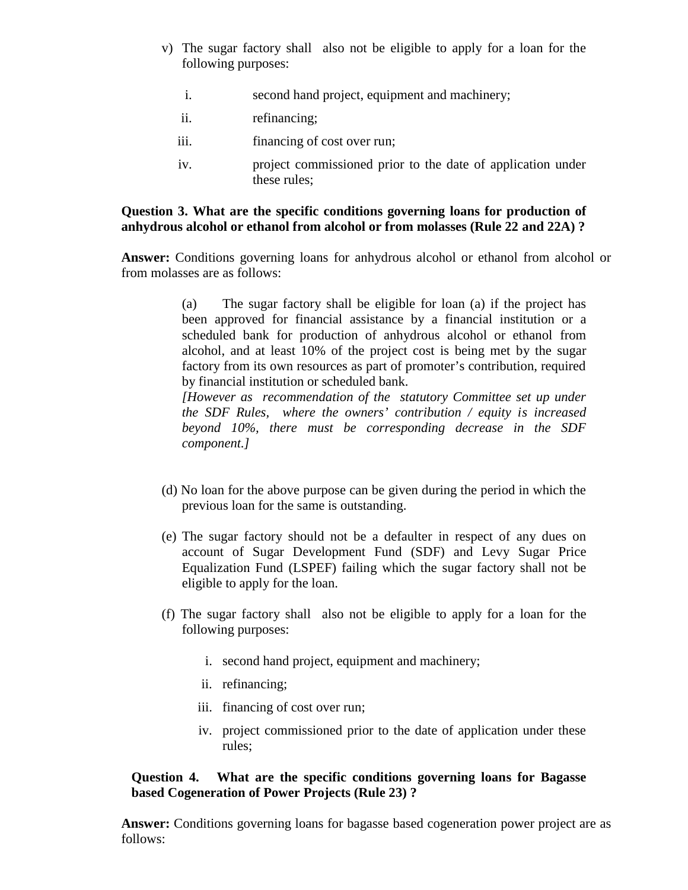v) The sugar factory shall also not be eligible to apply for a loan for the following purposes:

   i. second hand project, equipment and machinery;

   ii. refinancing;

   iii. financing of cost over run;

   iv. project commissioned prior to the date of application under these rules;

**Question 3. What are the specific conditions governing loans for production of anhydrous alcohol or ethanol from alcohol or from molasses (Rule 22 and 22A) ?**

**Answer:** Conditions governing loans for anhydrous alcohol or ethanol from alcohol or from molasses are as follows:

(a) The sugar factory shall be eligible for loan (a) if the project has been approved for financial assistance by a financial institution or a scheduled bank for production of anhydrous alcohol or ethanol from alcohol, and at least 10% of the project cost is being met by the sugar factory from its own resources as part of promoter's contribution, required by financial institution or scheduled bank.
*[However as recommendation of the statutory Committee set up under the SDF Rules, where the owners' contribution / equity is increased beyond 10%, there must be corresponding decrease in the SDF component.]*

(d) No loan for the above purpose can be given during the period in which the previous loan for the same is outstanding.

(e) The sugar factory should not be a defaulter in respect of any dues on account of Sugar Development Fund (SDF) and Levy Sugar Price Equalization Fund (LSPEF) failing which the sugar factory shall not be eligible to apply for the loan.

(f) The sugar factory shall also not be eligible to apply for a loan for the following purposes:

   i. second hand project, equipment and machinery;

   ii. refinancing;

   iii. financing of cost over run;

   iv. project commissioned prior to the date of application under these rules;

**Question 4. What are the specific conditions governing loans for Bagasse based Cogeneration of Power Projects (Rule 23) ?**

**Answer:** Conditions governing loans for bagasse based cogeneration power project are as follows: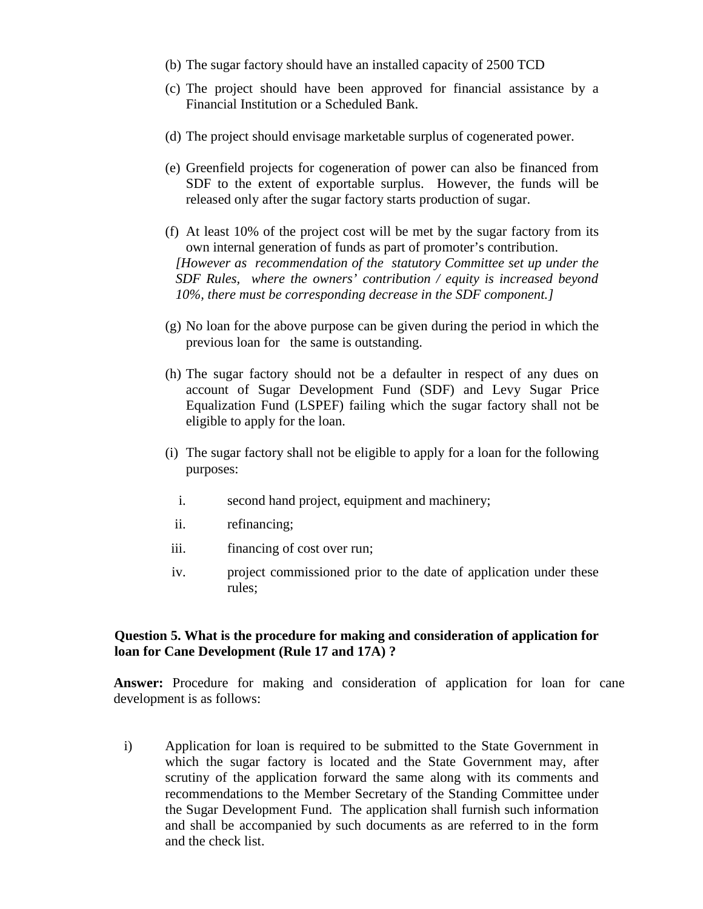(b) The sugar factory should have an installed capacity of 2500 TCD

(c) The project should have been approved for financial assistance by a Financial Institution or a Scheduled Bank.

(d) The project should envisage marketable surplus of cogenerated power.

(e) Greenfield projects for cogeneration of power can also be financed from SDF to the extent of exportable surplus. However, the funds will be released only after the sugar factory starts production of sugar.

(f) At least 10% of the project cost will be met by the sugar factory from its own internal generation of funds as part of promoter's contribution.
*[However as recommendation of the statutory Committee set up under the SDF Rules, where the owners' contribution / equity is increased beyond 10%, there must be corresponding decrease in the SDF component.]*

(g) No loan for the above purpose can be given during the period in which the previous loan for the same is outstanding.

(h) The sugar factory should not be a defaulter in respect of any dues on account of Sugar Development Fund (SDF) and Levy Sugar Price Equalization Fund (LSPEF) failing which the sugar factory shall not be eligible to apply for the loan.

(i) The sugar factory shall not be eligible to apply for a loan for the following purposes:

   i. second hand project, equipment and machinery;

   ii. refinancing;

   iii. financing of cost over run;

   iv. project commissioned prior to the date of application under these rules;

**Question 5. What is the procedure for making and consideration of application for loan for Cane Development (Rule 17 and 17A) ?**

**Answer:** Procedure for making and consideration of application for loan for cane development is as follows:

i) Application for loan is required to be submitted to the State Government in which the sugar factory is located and the State Government may, after scrutiny of the application forward the same along with its comments and recommendations to the Member Secretary of the Standing Committee under the Sugar Development Fund. The application shall furnish such information and shall be accompanied by such documents as are referred to in the form and the check list.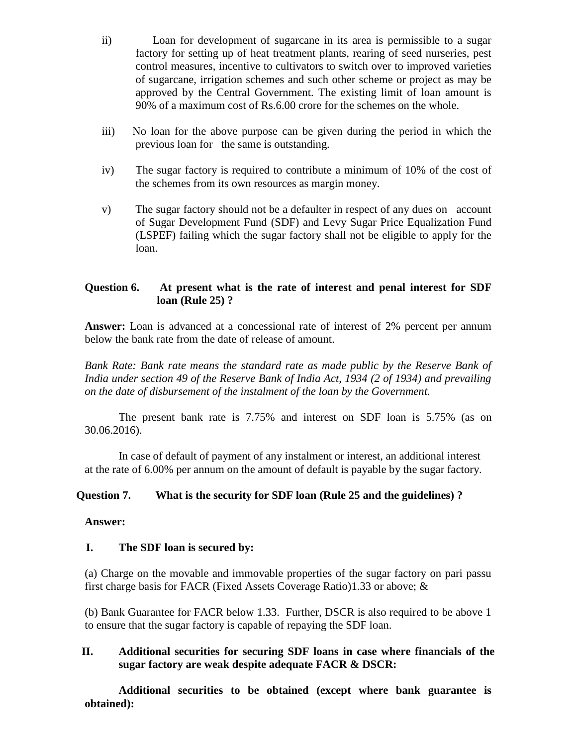ii) Loan for development of sugarcane in its area is permissible to a sugar factory for setting up of heat treatment plants, rearing of seed nurseries, pest control measures, incentive to cultivators to switch over to improved varieties of sugarcane, irrigation schemes and such other scheme or project as may be approved by the Central Government. The existing limit of loan amount is 90% of a maximum cost of Rs.6.00 crore for the schemes on the whole.

iii) No loan for the above purpose can be given during the period in which the previous loan for the same is outstanding.

iv) The sugar factory is required to contribute a minimum of 10% of the cost of the schemes from its own resources as margin money.

v) The sugar factory should not be a defaulter in respect of any dues on account of Sugar Development Fund (SDF) and Levy Sugar Price Equalization Fund (LSPEF) failing which the sugar factory shall not be eligible to apply for the loan.

**Question 6. At present what is the rate of interest and penal interest for SDF loan (Rule 25) ?**

**Answer:** Loan is advanced at a concessional rate of interest of 2% percent per annum below the bank rate from the date of release of amount.

*Bank Rate: Bank rate means the standard rate as made public by the Reserve Bank of India under section 49 of the Reserve Bank of India Act, 1934 (2 of 1934) and prevailing on the date of disbursement of the instalment of the loan by the Government.*

The present bank rate is 7.75% and interest on SDF loan is 5.75% (as on 30.06.2016).

In case of default of payment of any instalment or interest, an additional interest at the rate of 6.00% per annum on the amount of default is payable by the sugar factory.

**Question 7. What is the security for SDF loan (Rule 25 and the guidelines) ?**

**Answer:**

**I. The SDF loan is secured by:**

(a) Charge on the movable and immovable properties of the sugar factory on pari passu first charge basis for FACR (Fixed Assets Coverage Ratio)1.33 or above; &

(b) Bank Guarantee for FACR below 1.33. Further, DSCR is also required to be above 1 to ensure that the sugar factory is capable of repaying the SDF loan.

**II. Additional securities for securing SDF loans in case where financials of the sugar factory are weak despite adequate FACR & DSCR:**

**Additional securities to be obtained (except where bank guarantee is obtained):**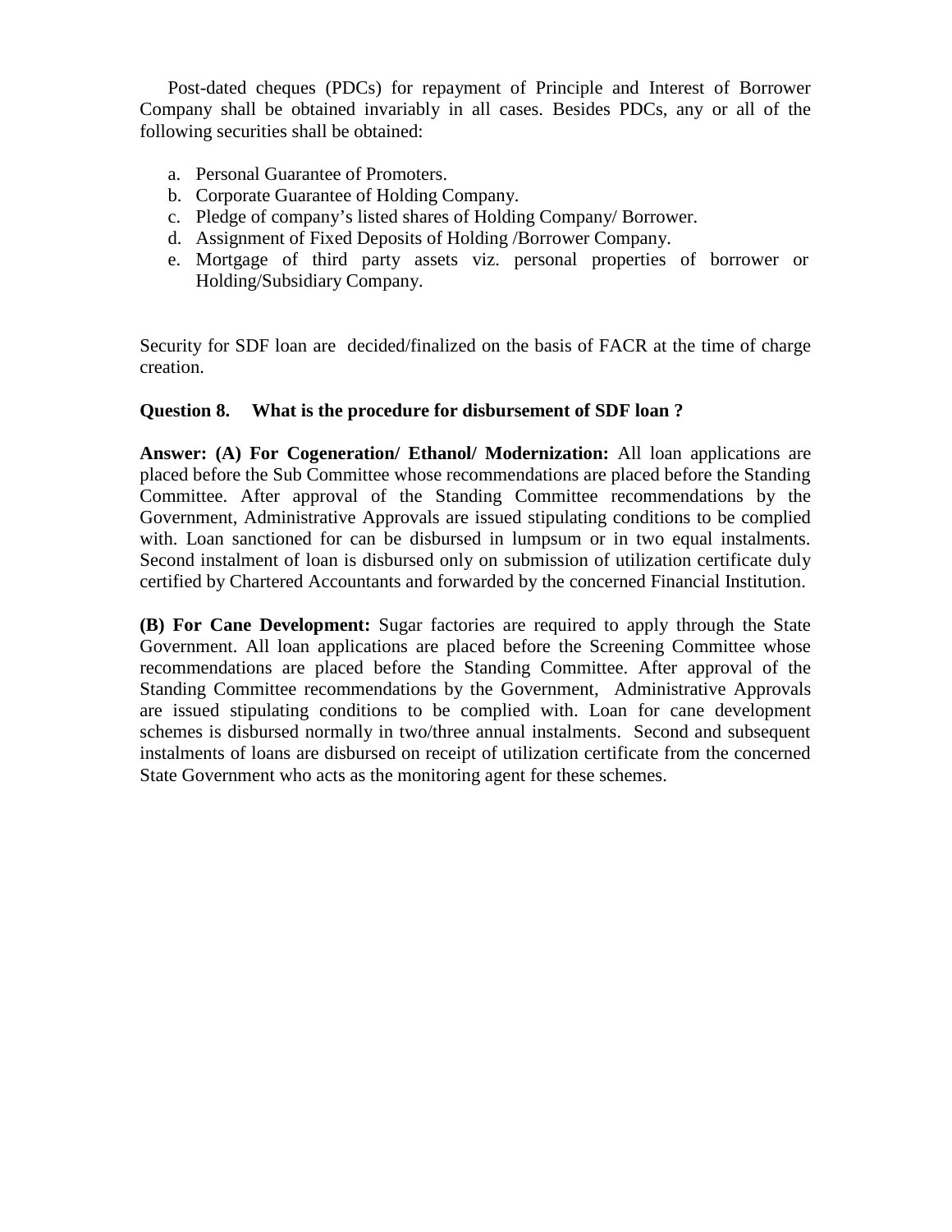Post-dated cheques (PDCs) for repayment of Principle and Interest of Borrower Company shall be obtained invariably in all cases. Besides PDCs, any or all of the following securities shall be obtained:

a. Personal Guarantee of Promoters.
b. Corporate Guarantee of Holding Company.
c. Pledge of company's listed shares of Holding Company/ Borrower.
d. Assignment of Fixed Deposits of Holding /Borrower Company.
e. Mortgage of third party assets viz. personal properties of borrower or Holding/Subsidiary Company.

Security for SDF loan are decided/finalized on the basis of FACR at the time of charge creation.

**Question 8. What is the procedure for disbursement of SDF loan ?**

**Answer: (A) For Cogeneration/ Ethanol/ Modernization:** All loan applications are placed before the Sub Committee whose recommendations are placed before the Standing Committee. After approval of the Standing Committee recommendations by the Government, Administrative Approvals are issued stipulating conditions to be complied with. Loan sanctioned for can be disbursed in lumpsum or in two equal instalments. Second instalment of loan is disbursed only on submission of utilization certificate duly certified by Chartered Accountants and forwarded by the concerned Financial Institution.

**(B) For Cane Development:** Sugar factories are required to apply through the State Government. All loan applications are placed before the Screening Committee whose recommendations are placed before the Standing Committee. After approval of the Standing Committee recommendations by the Government, Administrative Approvals are issued stipulating conditions to be complied with. Loan for cane development schemes is disbursed normally in two/three annual instalments. Second and subsequent instalments of loans are disbursed on receipt of utilization certificate from the concerned State Government who acts as the monitoring agent for these schemes.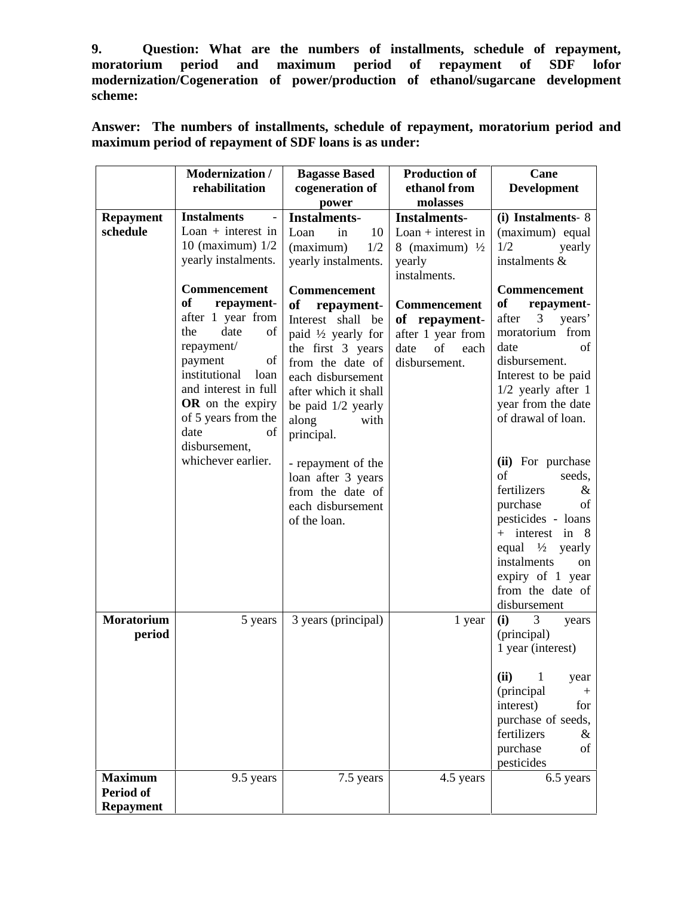**9. Question: What are the numbers of installments, schedule of repayment, moratorium period and maximum period of repayment of SDF lofor modernization/Cogeneration of power/production of ethanol/sugarcane development scheme:**

**Answer: The numbers of installments, schedule of repayment, moratorium period and maximum period of repayment of SDF loans is as under:**

| | Modernization / rehabilitation | Bagasse Based cogeneration of power | Production of ethanol from molasses | Cane Development |
|---|---|---|---|---|
| **Repayment schedule** | **Instalments** - Loan + interest in 10 (maximum) 1/2 yearly instalments.<br><br>**Commencement of repayment**- after 1 year from the date of repayment/ payment of institutional loan and interest in full **OR** on the expiry of 5 years from the date of disbursement, whichever earlier. | **Instalments**- Loan in 10 (maximum) 1/2 yearly instalments.<br><br>**Commencement of repayment**- Interest shall be paid ½ yearly for the first 3 years from the date of each disbursement after which it shall be paid 1/2 yearly along with principal.<br><br>- repayment of the loan after 3 years from the date of each disbursement of the loan. | **Instalments**- Loan + interest in 8 (maximum) ½ yearly instalments.<br><br>**Commencement of repayment**- after 1 year from date of each disbursement. | **(i) Instalments**- 8 (maximum) equal 1/2 yearly instalments &<br><br>**Commencement of repayment**- after 3 years' moratorium from date of disbursement. Interest to be paid 1/2 yearly after 1 year from the date of drawal of loan.<br><br>**(ii)** For purchase of seeds, fertilizers & purchase of pesticides - loans + interest in 8 equal ½ yearly instalments on expiry of 1 year from the date of disbursement |
| **Moratorium period** | 5 years | 3 years (principal) | 1 year | **(i)** 3 years (principal)<br>1 year (interest)<br><br>**(ii)** 1 year (principal + interest) for purchase of seeds, fertilizers & purchase of pesticides |
| **Maximum Period of Repayment** | 9.5 years | 7.5 years | 4.5 years | 6.5 years |